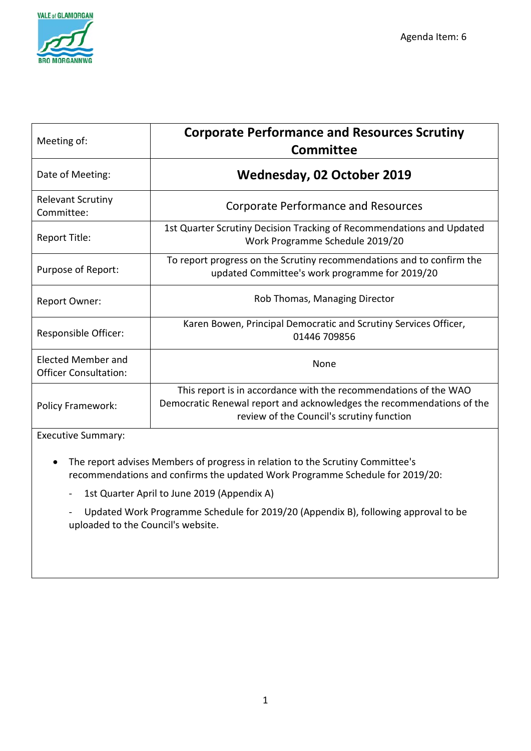Agenda Item: 6

| Meeting of: | **Corporate Performance and Resources Scrutiny Committee** |
|---|---|
| Date of Meeting: | **Wednesday, 02 October 2019** |
| Relevant Scrutiny Committee: | Corporate Performance and Resources |
| Report Title: | 1st Quarter Scrutiny Decision Tracking of Recommendations and Updated Work Programme Schedule 2019/20 |
| Purpose of Report: | To report progress on the Scrutiny recommendations and to confirm the updated Committee's work programme for 2019/20 |
| Report Owner: | Rob Thomas, Managing Director |
| Responsible Officer: | Karen Bowen, Principal Democratic and Scrutiny Services Officer, 01446 709856 |
| Elected Member and Officer Consultation: | None |
| Policy Framework: | This report is in accordance with the recommendations of the WAO Democratic Renewal report and acknowledges the recommendations of the review of the Council's scrutiny function |

Executive Summary:

- The report advises Members of progress in relation to the Scrutiny Committee's recommendations and confirms the updated Work Programme Schedule for 2019/20:
  - 1st Quarter April to June 2019 (Appendix A)
  - Updated Work Programme Schedule for 2019/20 (Appendix B), following approval to be uploaded to the Council's website.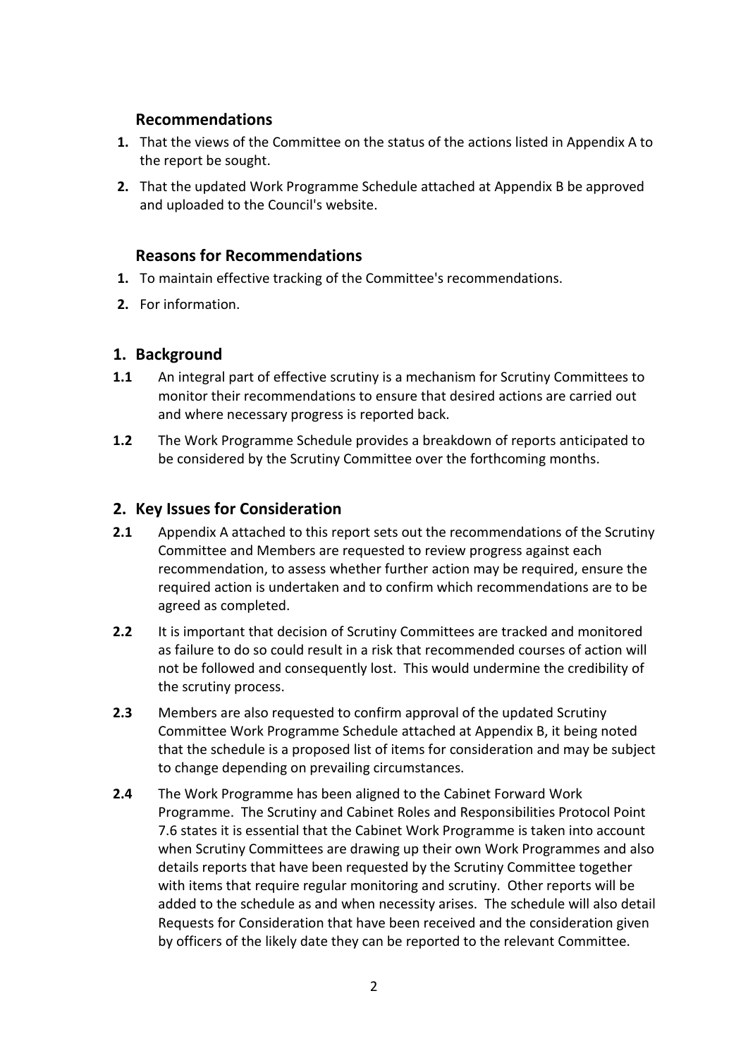## Recommendations

1. That the views of the Committee on the status of the actions listed in Appendix A to the report be sought.
2. That the updated Work Programme Schedule attached at Appendix B be approved and uploaded to the Council's website.

## Reasons for Recommendations

1. To maintain effective tracking of the Committee's recommendations.
2. For information.

## 1. Background

**1.1** An integral part of effective scrutiny is a mechanism for Scrutiny Committees to monitor their recommendations to ensure that desired actions are carried out and where necessary progress is reported back.

**1.2** The Work Programme Schedule provides a breakdown of reports anticipated to be considered by the Scrutiny Committee over the forthcoming months.

## 2. Key Issues for Consideration

**2.1** Appendix A attached to this report sets out the recommendations of the Scrutiny Committee and Members are requested to review progress against each recommendation, to assess whether further action may be required, ensure the required action is undertaken and to confirm which recommendations are to be agreed as completed.

**2.2** It is important that decision of Scrutiny Committees are tracked and monitored as failure to do so could result in a risk that recommended courses of action will not be followed and consequently lost. This would undermine the credibility of the scrutiny process.

**2.3** Members are also requested to confirm approval of the updated Scrutiny Committee Work Programme Schedule attached at Appendix B, it being noted that the schedule is a proposed list of items for consideration and may be subject to change depending on prevailing circumstances.

**2.4** The Work Programme has been aligned to the Cabinet Forward Work Programme. The Scrutiny and Cabinet Roles and Responsibilities Protocol Point 7.6 states it is essential that the Cabinet Work Programme is taken into account when Scrutiny Committees are drawing up their own Work Programmes and also details reports that have been requested by the Scrutiny Committee together with items that require regular monitoring and scrutiny. Other reports will be added to the schedule as and when necessity arises. The schedule will also detail Requests for Consideration that have been received and the consideration given by officers of the likely date they can be reported to the relevant Committee.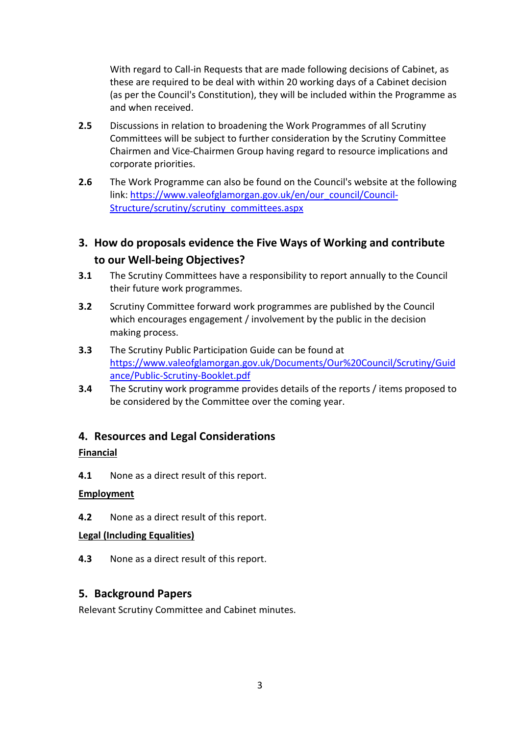With regard to Call-in Requests that are made following decisions of Cabinet, as these are required to be deal with within 20 working days of a Cabinet decision (as per the Council's Constitution), they will be included within the Programme as and when received.

**2.5** Discussions in relation to broadening the Work Programmes of all Scrutiny Committees will be subject to further consideration by the Scrutiny Committee Chairmen and Vice-Chairmen Group having regard to resource implications and corporate priorities.

**2.6** The Work Programme can also be found on the Council's website at the following link: [https://www.valeofglamorgan.gov.uk/en/our_council/Council-Structure/scrutiny/scrutiny_committees.aspx](https://www.valeofglamorgan.gov.uk/en/our_council/Council-Structure/scrutiny/scrutiny_committees.aspx)

## 3. How do proposals evidence the Five Ways of Working and contribute to our Well-being Objectives?

**3.1** The Scrutiny Committees have a responsibility to report annually to the Council their future work programmes.

**3.2** Scrutiny Committee forward work programmes are published by the Council which encourages engagement / involvement by the public in the decision making process.

**3.3** The Scrutiny Public Participation Guide can be found at [https://www.valeofglamorgan.gov.uk/Documents/Our%20Council/Scrutiny/Guidance/Public-Scrutiny-Booklet.pdf](https://www.valeofglamorgan.gov.uk/Documents/Our%20Council/Scrutiny/Guidance/Public-Scrutiny-Booklet.pdf)

**3.4** The Scrutiny work programme provides details of the reports / items proposed to be considered by the Committee over the coming year.

## 4. Resources and Legal Considerations

**Financial**

**4.1** None as a direct result of this report.

**Employment**

**4.2** None as a direct result of this report.

**Legal (Including Equalities)**

**4.3** None as a direct result of this report.

## 5. Background Papers

Relevant Scrutiny Committee and Cabinet minutes.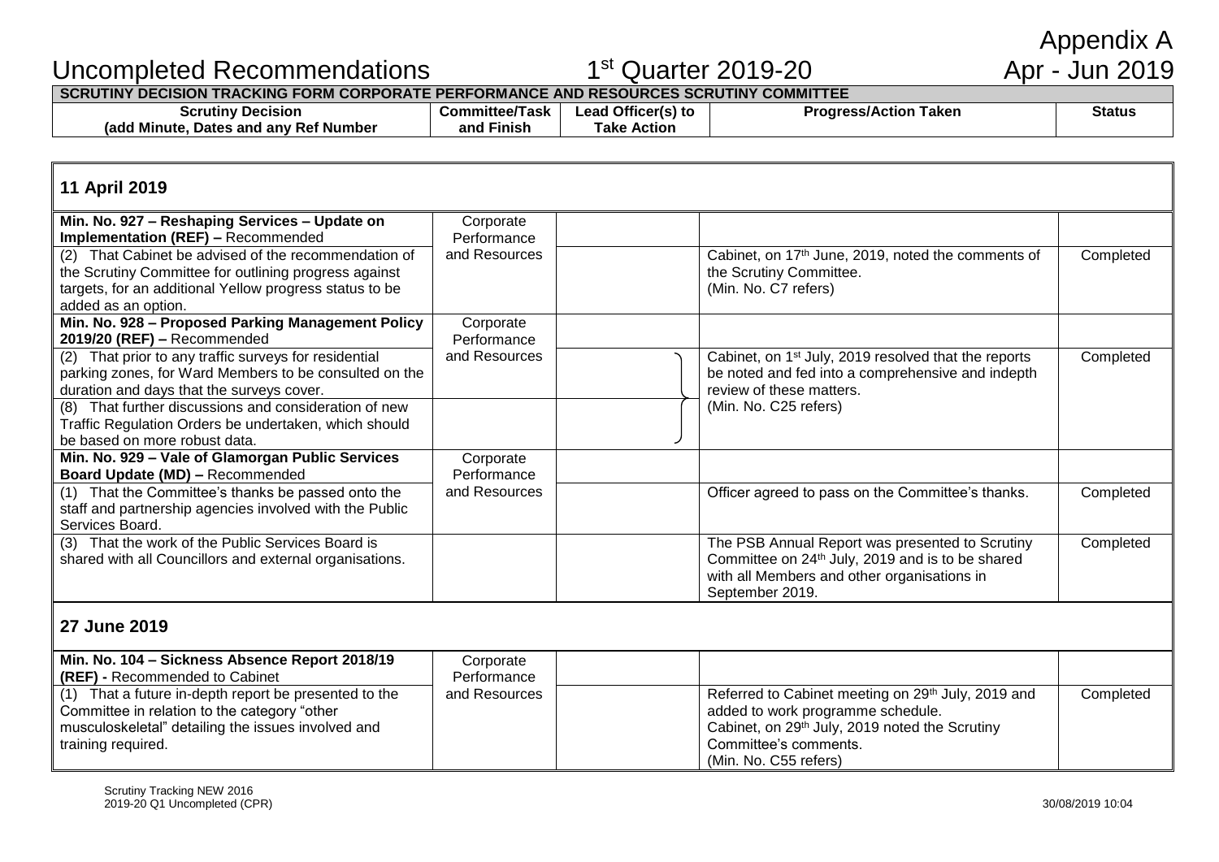Appendix A

# Uncompleted Recommendations 1st Quarter 2019-20 Apr - Jun 2019

**SCRUTINY DECISION TRACKING FORM CORPORATE PERFORMANCE AND RESOURCES SCRUTINY COMMITTEE**

| Scrutiny Decision (add Minute, Dates and any Ref Number | Committee/Task and Finish | Lead Officer(s) to Take Action | Progress/Action Taken | Status |
|---|---|---|---|---|
| **11 April 2019** | | | | |
| **Min. No. 927 – Reshaping Services – Update on Implementation (REF) –** Recommended | Corporate Performance and Resources | | | |
| (2) That Cabinet be advised of the recommendation of the Scrutiny Committee for outlining progress against targets, for an additional Yellow progress status to be added as an option. | | | Cabinet, on 17th June, 2019, noted the comments of the Scrutiny Committee. (Min. No. C7 refers) | Completed |
| **Min. No. 928 – Proposed Parking Management Policy 2019/20 (REF) –** Recommended | Corporate Performance and Resources | | | |
| (2) That prior to any traffic surveys for residential parking zones, for Ward Members to be consulted on the duration and days that the surveys cover. | | | Cabinet, on 1st July, 2019 resolved that the reports be noted and fed into a comprehensive and indepth review of these matters. (Min. No. C25 refers) | Completed |
| (8) That further discussions and consideration of new Traffic Regulation Orders be undertaken, which should be based on more robust data. | | | | |
| **Min. No. 929 – Vale of Glamorgan Public Services Board Update (MD) –** Recommended | Corporate Performance and Resources | | | |
| (1) That the Committee's thanks be passed onto the staff and partnership agencies involved with the Public Services Board. | | | Officer agreed to pass on the Committee's thanks. | Completed |
| (3) That the work of the Public Services Board is shared with all Councillors and external organisations. | | | The PSB Annual Report was presented to Scrutiny Committee on 24th July, 2019 and is to be shared with all Members and other organisations in September 2019. | Completed |
| **27 June 2019** | | | | |
| **Min. No. 104 – Sickness Absence Report 2018/19 (REF) -** Recommended to Cabinet | Corporate Performance and Resources | | | |
| (1) That a future in-depth report be presented to the Committee in relation to the category "other musculoskeletal" detailing the issues involved and training required. | | | Referred to Cabinet meeting on 29th July, 2019 and added to work programme schedule. Cabinet, on 29th July, 2019 noted the Scrutiny Committee's comments. (Min. No. C55 refers) | Completed |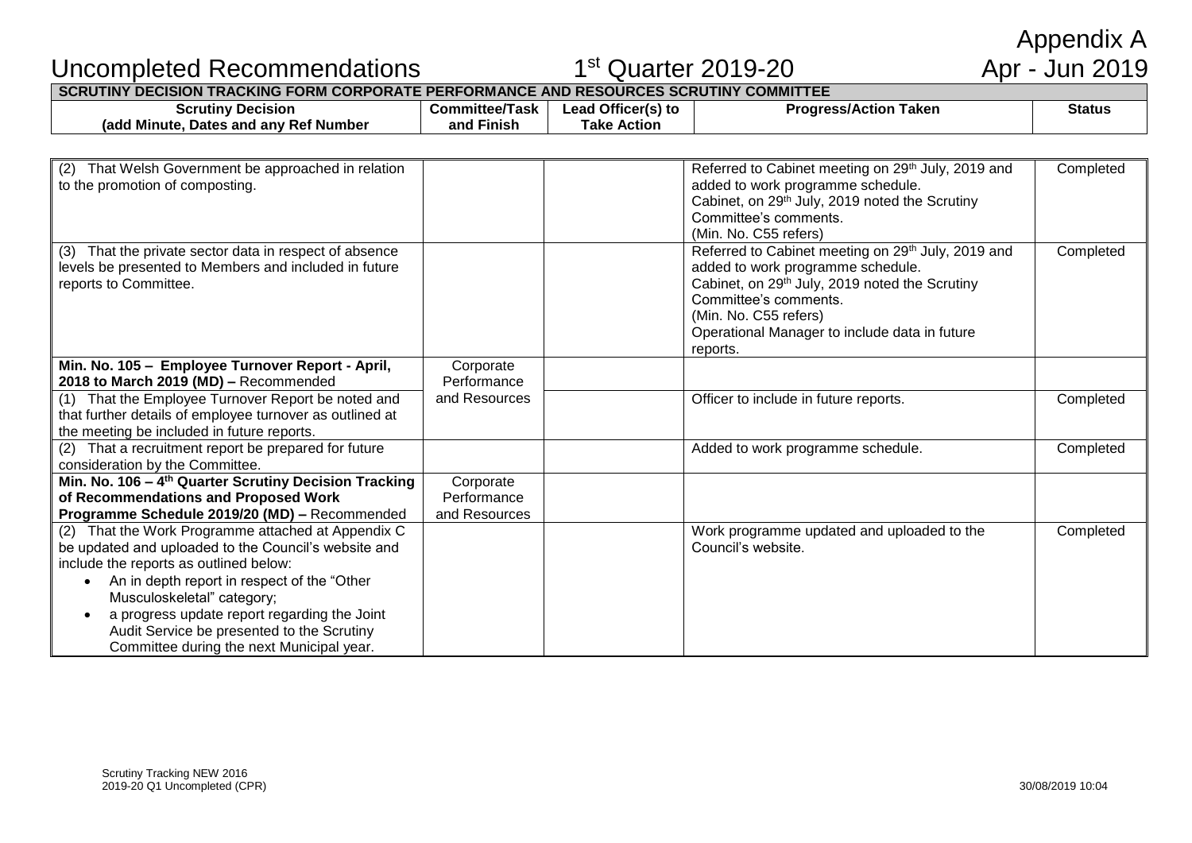Appendix A

# Uncompleted Recommendations 1st Quarter 2019-20 Apr - Jun 2019

| SCRUTINY DECISION TRACKING FORM CORPORATE PERFORMANCE AND RESOURCES SCRUTINY COMMITTEE | | | | |
|---|---|---|---|---|
| **Scrutiny Decision (add Minute, Dates and any Ref Number** | **Committee/Task and Finish** | **Lead Officer(s) to Take Action** | **Progress/Action Taken** | **Status** |
| (2) That Welsh Government be approached in relation to the promotion of composting. | | | Referred to Cabinet meeting on 29th July, 2019 and added to work programme schedule. Cabinet, on 29th July, 2019 noted the Scrutiny Committee's comments. (Min. No. C55 refers) | Completed |
| (3) That the private sector data in respect of absence levels be presented to Members and included in future reports to Committee. | | | Referred to Cabinet meeting on 29th July, 2019 and added to work programme schedule. Cabinet, on 29th July, 2019 noted the Scrutiny Committee's comments. (Min. No. C55 refers) Operational Manager to include data in future reports. | Completed |
| **Min. No. 105 – Employee Turnover Report - April, 2018 to March 2019 (MD) –** Recommended | Corporate Performance and Resources | | | |
| (1) That the Employee Turnover Report be noted and that further details of employee turnover as outlined at the meeting be included in future reports. | | | Officer to include in future reports. | Completed |
| (2) That a recruitment report be prepared for future consideration by the Committee. | | | Added to work programme schedule. | Completed |
| **Min. No. 106 – 4th Quarter Scrutiny Decision Tracking of Recommendations and Proposed Work Programme Schedule 2019/20 (MD) –** Recommended | Corporate Performance and Resources | | | |
| (2) That the Work Programme attached at Appendix C be updated and uploaded to the Council's website and include the reports as outlined below:<br>• An in depth report in respect of the "Other Musculoskeletal" category;<br>• a progress update report regarding the Joint Audit Service be presented to the Scrutiny Committee during the next Municipal year. | | | Work programme updated and uploaded to the Council's website. | Completed |

Scrutiny Tracking NEW 2016
2019-20 Q1 Uncompleted (CPR)
30/08/2019 10:04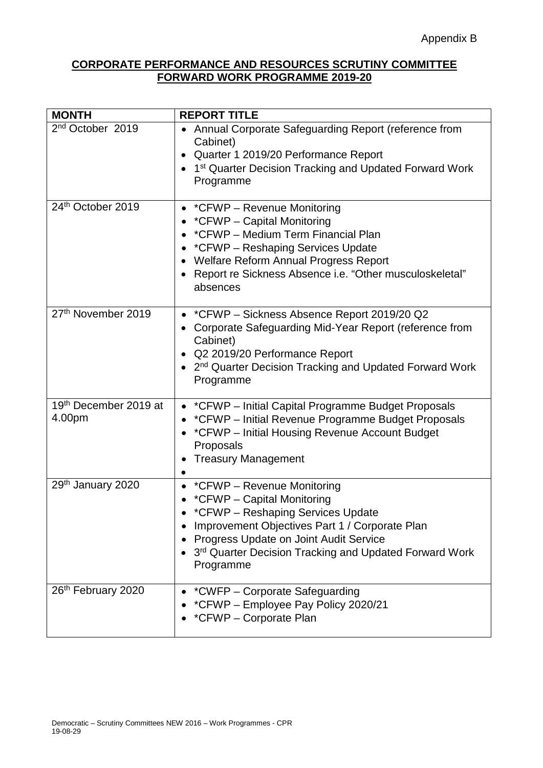Appendix B

## CORPORATE PERFORMANCE AND RESOURCES SCRUTINY COMMITTEE FORWARD WORK PROGRAMME 2019-20

| MONTH | REPORT TITLE |
|---|---|
| 2nd October 2019 | • Annual Corporate Safeguarding Report (reference from Cabinet)<br>• Quarter 1 2019/20 Performance Report<br>• 1st Quarter Decision Tracking and Updated Forward Work Programme |
| 24th October 2019 | • *CFWP – Revenue Monitoring<br>• *CFWP – Capital Monitoring<br>• *CFWP – Medium Term Financial Plan<br>• *CFWP – Reshaping Services Update<br>• Welfare Reform Annual Progress Report<br>• Report re Sickness Absence i.e. "Other musculoskeletal" absences |
| 27th November 2019 | • *CFWP – Sickness Absence Report 2019/20 Q2<br>• Corporate Safeguarding Mid-Year Report (reference from Cabinet)<br>• Q2 2019/20 Performance Report<br>• 2nd Quarter Decision Tracking and Updated Forward Work Programme |
| 19th December 2019 at 4.00pm | • *CFWP – Initial Capital Programme Budget Proposals<br>• *CFWP – Initial Revenue Programme Budget Proposals<br>• *CFWP – Initial Housing Revenue Account Budget Proposals<br>• Treasury Management<br>• |
| 29th January 2020 | • *CFWP – Revenue Monitoring<br>• *CFWP – Capital Monitoring<br>• *CFWP – Reshaping Services Update<br>• Improvement Objectives Part 1 / Corporate Plan<br>• Progress Update on Joint Audit Service<br>• 3rd Quarter Decision Tracking and Updated Forward Work Programme |
| 26th February 2020 | • *CWFP – Corporate Safeguarding<br>• *CFWP – Employee Pay Policy 2020/21<br>• *CFWP – Corporate Plan |

Democratic – Scrutiny Committees NEW 2016 – Work Programmes - CPR
19-08-29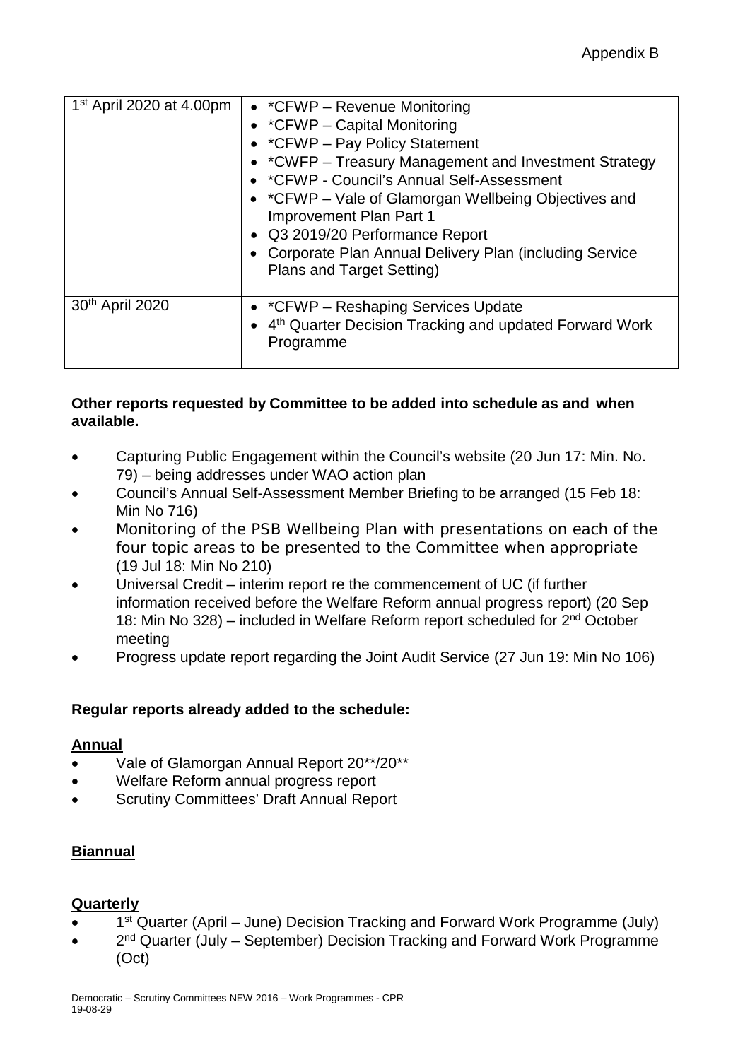Appendix B

| | |
|---|---|
| 1st April 2020 at 4.00pm | • *CFWP – Revenue Monitoring<br>• *CFWP – Capital Monitoring<br>• *CFWP – Pay Policy Statement<br>• *CWFP – Treasury Management and Investment Strategy<br>• *CFWP - Council's Annual Self-Assessment<br>• *CFWP – Vale of Glamorgan Wellbeing Objectives and Improvement Plan Part 1<br>• Q3 2019/20 Performance Report<br>• Corporate Plan Annual Delivery Plan (including Service Plans and Target Setting) |
| 30th April 2020 | • *CFWP – Reshaping Services Update<br>• 4th Quarter Decision Tracking and updated Forward Work Programme |

**Other reports requested by Committee to be added into schedule as and when available.**

- Capturing Public Engagement within the Council's website (20 Jun 17: Min. No. 79) – being addresses under WAO action plan
- Council's Annual Self-Assessment Member Briefing to be arranged (15 Feb 18: Min No 716)
- Monitoring of the PSB Wellbeing Plan with presentations on each of the four topic areas to be presented to the Committee when appropriate (19 Jul 18: Min No 210)
- Universal Credit – interim report re the commencement of UC (if further information received before the Welfare Reform annual progress report) (20 Sep 18: Min No 328) – included in Welfare Reform report scheduled for 2nd October meeting
- Progress update report regarding the Joint Audit Service (27 Jun 19: Min No 106)

**Regular reports already added to the schedule:**

**Annual**

- Vale of Glamorgan Annual Report 20**/20**
- Welfare Reform annual progress report
- Scrutiny Committees' Draft Annual Report

**Biannual**

**Quarterly**

- 1st Quarter (April – June) Decision Tracking and Forward Work Programme (July)
- 2nd Quarter (July – September) Decision Tracking and Forward Work Programme (Oct)

Democratic – Scrutiny Committees NEW 2016 – Work Programmes - CPR
19-08-29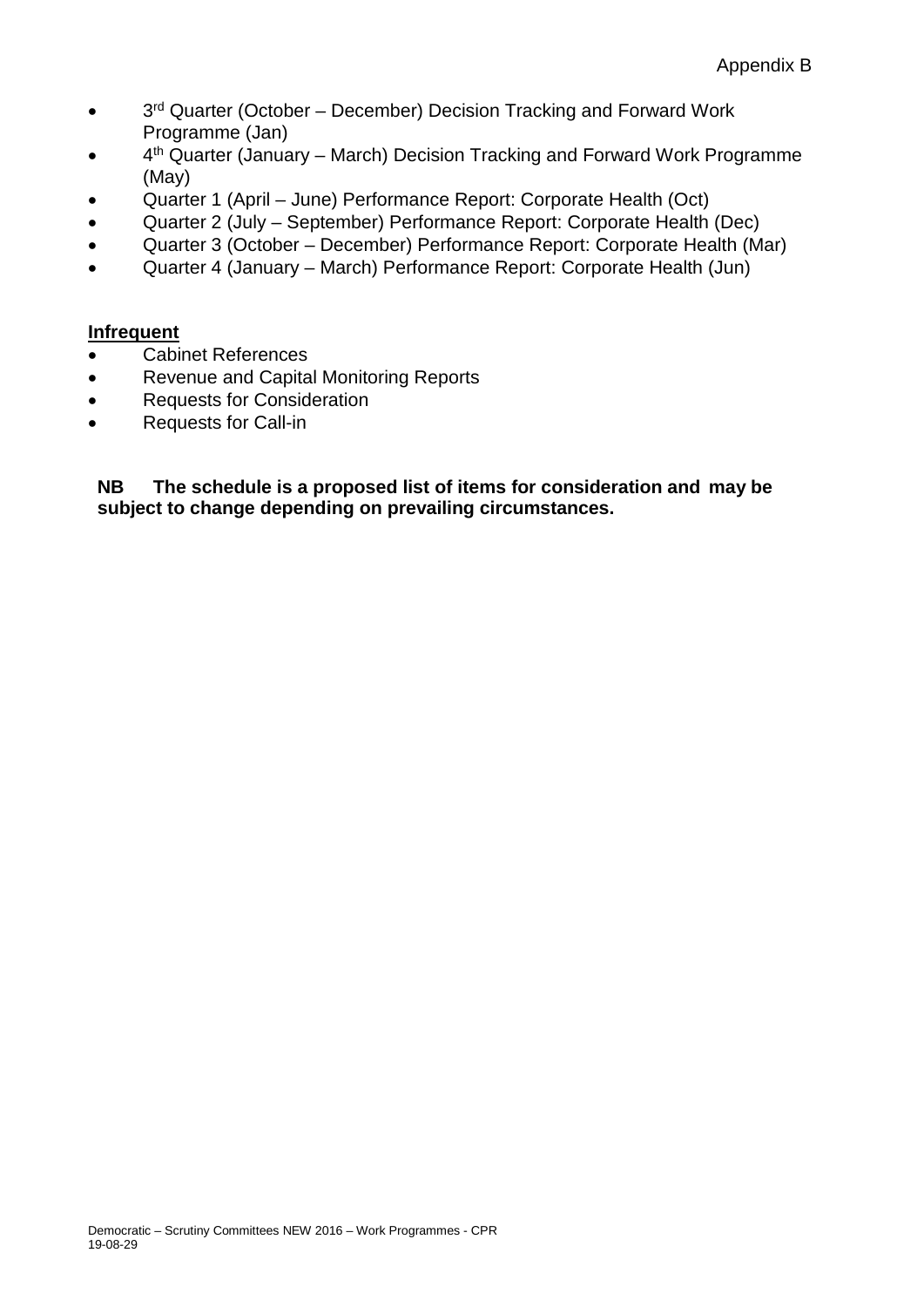Appendix B

- 3rd Quarter (October – December) Decision Tracking and Forward Work Programme (Jan)
- 4th Quarter (January – March) Decision Tracking and Forward Work Programme (May)
- Quarter 1 (April – June) Performance Report: Corporate Health (Oct)
- Quarter 2 (July – September) Performance Report: Corporate Health (Dec)
- Quarter 3 (October – December) Performance Report: Corporate Health (Mar)
- Quarter 4 (January – March) Performance Report: Corporate Health (Jun)

**Infrequent**

- Cabinet References
- Revenue and Capital Monitoring Reports
- Requests for Consideration
- Requests for Call-in

**NB The schedule is a proposed list of items for consideration and may be subject to change depending on prevailing circumstances.**